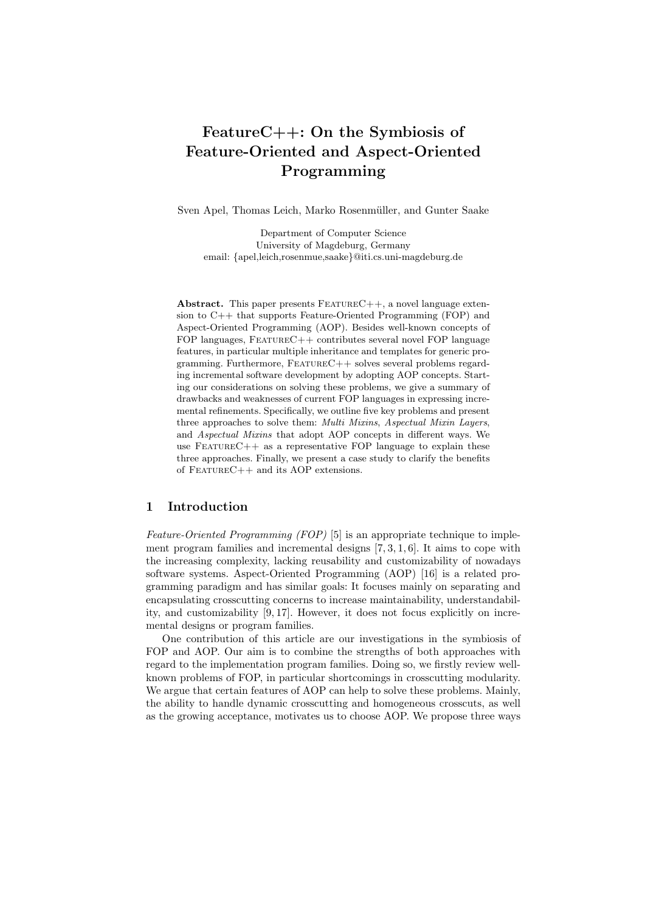# FeatureC++: On the Symbiosis of Feature-Oriented and Aspect-Oriented Programming

Sven Apel, Thomas Leich, Marko Rosenmüller, and Gunter Saake

Department of Computer Science
University of Magdeburg, Germany
email: {apel,leich,rosenmue,saake}@iti.cs.uni-magdeburg.de

**Abstract.** This paper presents FeatureC++, a novel language extension to C++ that supports Feature-Oriented Programming (FOP) and Aspect-Oriented Programming (AOP). Besides well-known concepts of FOP languages, FeatureC++ contributes several novel FOP language features, in particular multiple inheritance and templates for generic programming. Furthermore, FeatureC++ solves several problems regarding incremental software development by adopting AOP concepts. Starting our considerations on solving these problems, we give a summary of drawbacks and weaknesses of current FOP languages in expressing incremental refinements. Specifically, we outline five key problems and present three approaches to solve them: *Multi Mixins*, *Aspectual Mixin Layers*, and *Aspectual Mixins* that adopt AOP concepts in different ways. We use FeatureC++ as a representative FOP language to explain these three approaches. Finally, we present a case study to clarify the benefits of FeatureC++ and its AOP extensions.

## 1 Introduction

*Feature-Oriented Programming (FOP)* [5] is an appropriate technique to implement program families and incremental designs [7, 3, 1, 6]. It aims to cope with the increasing complexity, lacking reusability and customizability of nowadays software systems. Aspect-Oriented Programming (AOP) [16] is a related programming paradigm and has similar goals: It focuses mainly on separating and encapsulating crosscutting concerns to increase maintainability, understandability, and customizability [9, 17]. However, it does not focus explicitly on incremental designs or program families.

One contribution of this article are our investigations in the symbiosis of FOP and AOP. Our aim is to combine the strengths of both approaches with regard to the implementation program families. Doing so, we firstly review well-known problems of FOP, in particular shortcomings in crosscutting modularity. We argue that certain features of AOP can help to solve these problems. Mainly, the ability to handle dynamic crosscutting and homogeneous crosscuts, as well as the growing acceptance, motivates us to choose AOP. We propose three ways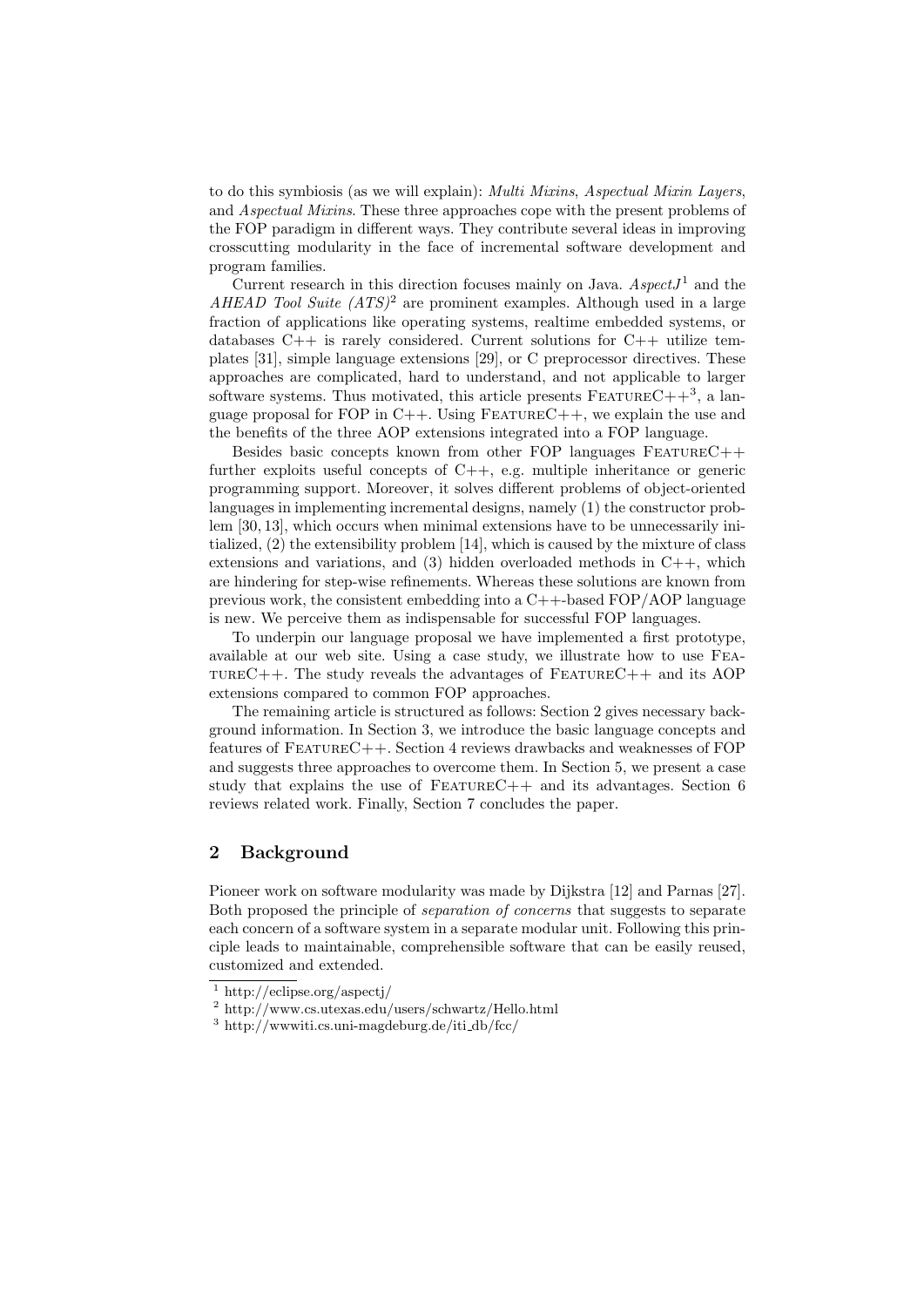to do this symbiosis (as we will explain): *Multi Mixins*, *Aspectual Mixin Layers*, and *Aspectual Mixins*. These three approaches cope with the present problems of the FOP paradigm in different ways. They contribute several ideas in improving crosscutting modularity in the face of incremental software development and program families.

Current research in this direction focuses mainly on Java. *AspectJ*[1] and the *AHEAD Tool Suite (ATS)*[2] are prominent examples. Although used in a large fraction of applications like operating systems, realtime embedded systems, or databases C++ is rarely considered. Current solutions for C++ utilize templates [31], simple language extensions [29], or C preprocessor directives. These approaches are complicated, hard to understand, and not applicable to larger software systems. Thus motivated, this article presents FeatureC++[3], a language proposal for FOP in C++. Using FeatureC++, we explain the use and the benefits of the three AOP extensions integrated into a FOP language.

Besides basic concepts known from other FOP languages FeatureC++ further exploits useful concepts of C++, e.g. multiple inheritance or generic programming support. Moreover, it solves different problems of object-oriented languages in implementing incremental designs, namely (1) the constructor problem [30, 13], which occurs when minimal extensions have to be unnecessarily initialized, (2) the extensibility problem [14], which is caused by the mixture of class extensions and variations, and (3) hidden overloaded methods in C++, which are hindering for step-wise refinements. Whereas these solutions are known from previous work, the consistent embedding into a C++-based FOP/AOP language is new. We perceive them as indispensable for successful FOP languages.

To underpin our language proposal we have implemented a first prototype, available at our web site. Using a case study, we illustrate how to use FeatureC++. The study reveals the advantages of FeatureC++ and its AOP extensions compared to common FOP approaches.

The remaining article is structured as follows: Section 2 gives necessary background information. In Section 3, we introduce the basic language concepts and features of FeatureC++. Section 4 reviews drawbacks and weaknesses of FOP and suggests three approaches to overcome them. In Section 5, we present a case study that explains the use of FeatureC++ and its advantages. Section 6 reviews related work. Finally, Section 7 concludes the paper.

## 2 Background

Pioneer work on software modularity was made by Dijkstra [12] and Parnas [27]. Both proposed the principle of *separation of concerns* that suggests to separate each concern of a software system in a separate modular unit. Following this principle leads to maintainable, comprehensible software that can be easily reused, customized and extended.

[1] http://eclipse.org/aspectj/

[2] http://www.cs.utexas.edu/users/schwartz/Hello.html

[3] http://wwwiti.cs.uni-magdeburg.de/iti_db/fcc/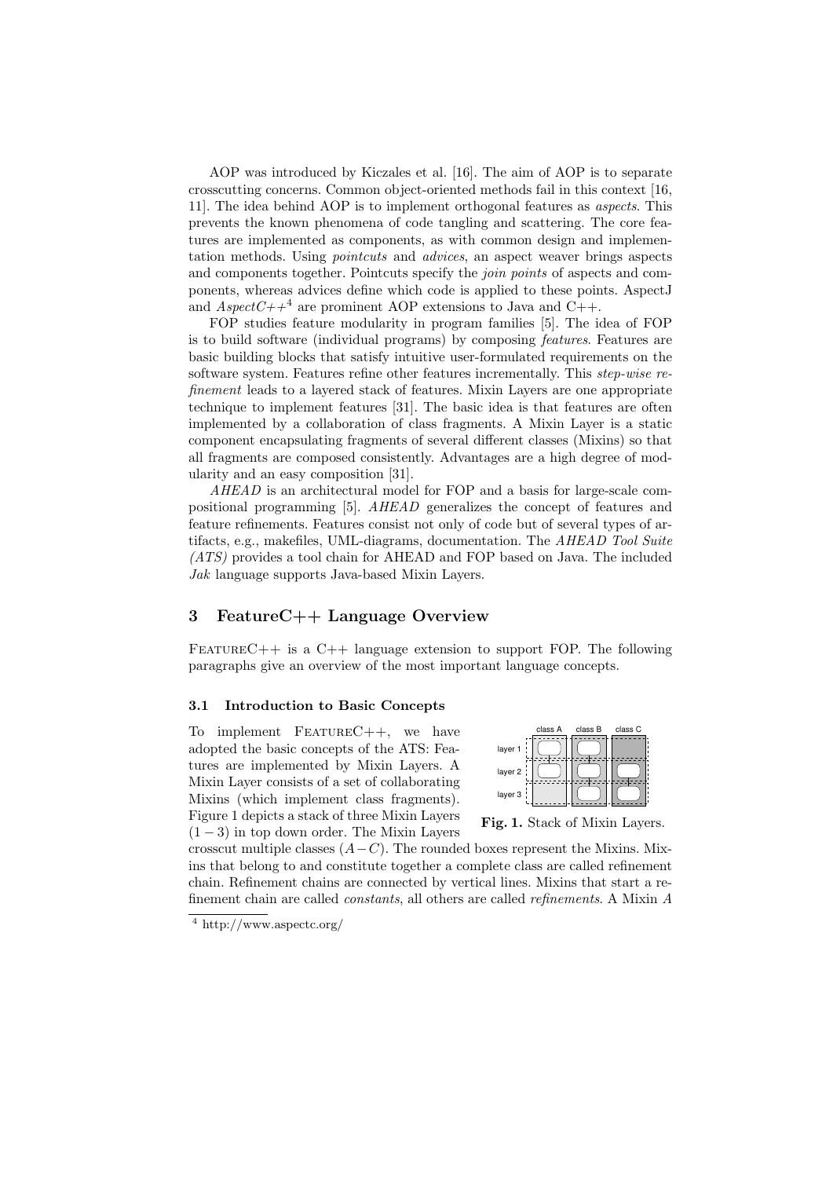AOP was introduced by Kiczales et al. [16]. The aim of AOP is to separate crosscutting concerns. Common object-oriented methods fail in this context [16, 11]. The idea behind AOP is to implement orthogonal features as *aspects*. This prevents the known phenomena of code tangling and scattering. The core features are implemented as components, as with common design and implementation methods. Using *pointcuts* and *advices*, an aspect weaver brings aspects and components together. Pointcuts specify the *join points* of aspects and components, whereas advices define which code is applied to these points. AspectJ and *AspectC++*[4] are prominent AOP extensions to Java and C++.

FOP studies feature modularity in program families [5]. The idea of FOP is to build software (individual programs) by composing *features*. Features are basic building blocks that satisfy intuitive user-formulated requirements on the software system. Features refine other features incrementally. This *step-wise refinement* leads to a layered stack of features. Mixin Layers are one appropriate technique to implement features [31]. The basic idea is that features are often implemented by a collaboration of class fragments. A Mixin Layer is a static component encapsulating fragments of several different classes (Mixins) so that all fragments are composed consistently. Advantages are a high degree of modularity and an easy composition [31].

*AHEAD* is an architectural model for FOP and a basis for large-scale compositional programming [5]. *AHEAD* generalizes the concept of features and feature refinements. Features consist not only of code but of several types of artifacts, e.g., makefiles, UML-diagrams, documentation. The *AHEAD Tool Suite (ATS)* provides a tool chain for AHEAD and FOP based on Java. The included *Jak* language supports Java-based Mixin Layers.

## 3 FeatureC++ Language Overview

FeatureC++ is a C++ language extension to support FOP. The following paragraphs give an overview of the most important language concepts.

### 3.1 Introduction to Basic Concepts

To implement FeatureC++, we have adopted the basic concepts of the ATS: Features are implemented by Mixin Layers. A Mixin Layer consists of a set of collaborating Mixins (which implement class fragments). Figure 1 depicts a stack of three Mixin Layers $(1-3)$ in top down order. The Mixin Layers crosscut multiple classes $(A-C)$. The rounded boxes represent the Mixins. Mixins that belong to and constitute together a complete class are called refinement chain. Refinement chains are connected by vertical lines. Mixins that start a refinement chain are called *constants*, all others are called *refinements*. A Mixin $A$

**Fig. 1.** Stack of Mixin Layers.

[4] http://www.aspectc.org/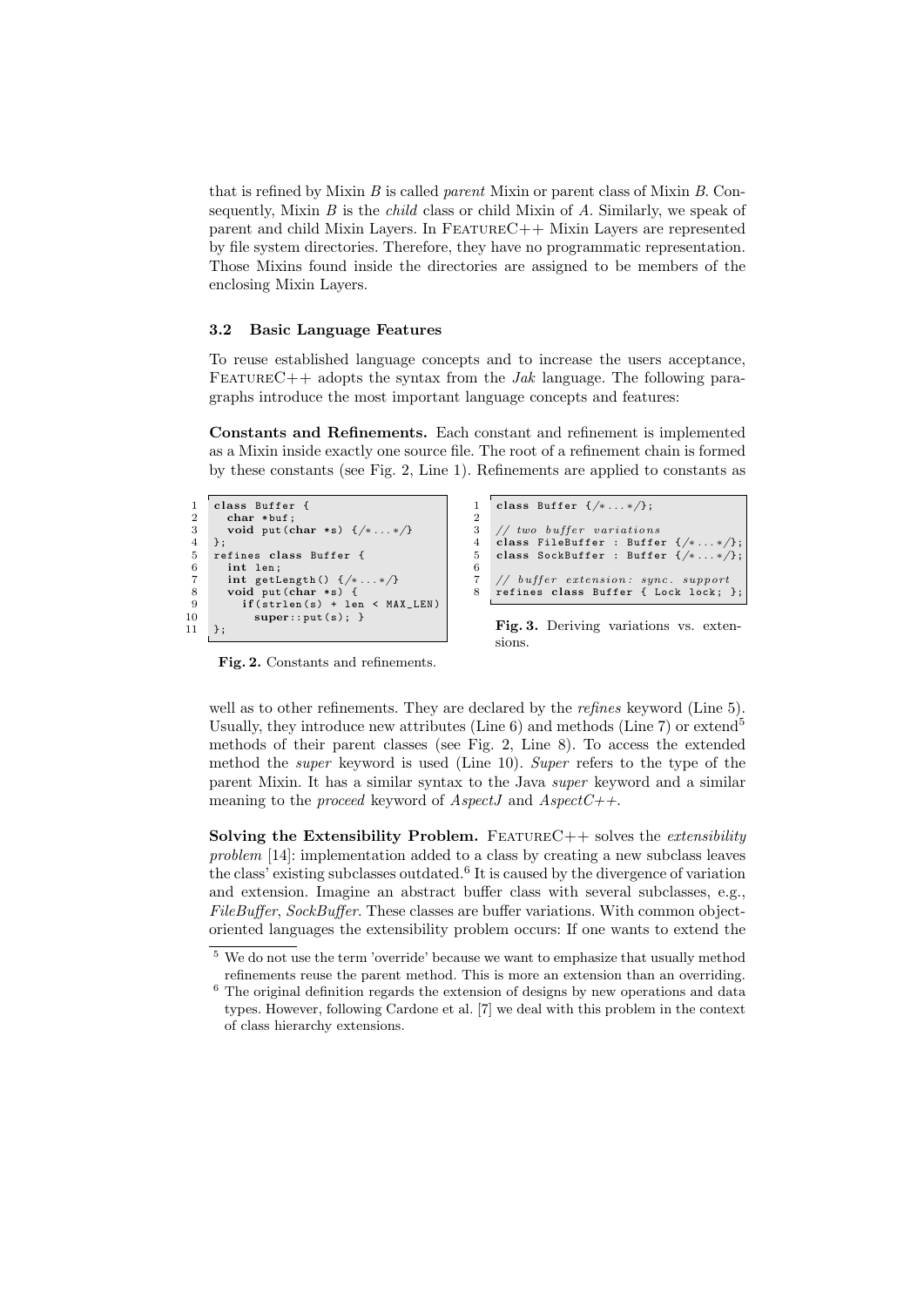that is refined by Mixin *B* is called *parent* Mixin or parent class of Mixin *B*. Consequently, Mixin *B* is the *child* class or child Mixin of *A*. Similarly, we speak of parent and child Mixin Layers. In FeatureC++ Mixin Layers are represented by file system directories. Therefore, they have no programmatic representation. Those Mixins found inside the directories are assigned to be members of the enclosing Mixin Layers.

### 3.2 Basic Language Features

To reuse established language concepts and to increase the users acceptance, FeatureC++ adopts the syntax from the *Jak* language. The following paragraphs introduce the most important language concepts and features:

**Constants and Refinements.** Each constant and refinement is implemented as a Mixin inside exactly one source file. The root of a refinement chain is formed by these constants (see Fig. 2, Line 1). Refinements are applied to constants as

```
1  class Buffer {
2    char *buf;
3    void put(char *s) {/*...*/}
4  };
5  refines class Buffer {
6    int len;
7    int getLength() {/*...*/}
8    void put(char *s) {
9      if(strlen(s) + len < MAX_LEN)
10       super::put(s); }
11 };
```

**Fig. 2.** Constants and refinements.

```
1  class Buffer {/*...*/};
2
3  // two buffer variations
4  class FileBuffer : Buffer {/*...*/};
5  class SockBuffer : Buffer {/*...*/};
6
7  // buffer extension: sync. support
8  refines class Buffer { Lock lock; };
```

**Fig. 3.** Deriving variations vs. extensions.

well as to other refinements. They are declared by the *refines* keyword (Line 5). Usually, they introduce new attributes (Line 6) and methods (Line 7) or extend[5] methods of their parent classes (see Fig. 2, Line 8). To access the extended method the *super* keyword is used (Line 10). *Super* refers to the type of the parent Mixin. It has a similar syntax to the Java *super* keyword and a similar meaning to the *proceed* keyword of *AspectJ* and *AspectC++*.

**Solving the Extensibility Problem.** FeatureC++ solves the *extensibility problem* [14]: implementation added to a class by creating a new subclass leaves the class' existing subclasses outdated.[6] It is caused by the divergence of variation and extension. Imagine an abstract buffer class with several subclasses, e.g., *FileBuffer*, *SockBuffer*. These classes are buffer variations. With common object-oriented languages the extensibility problem occurs: If one wants to extend the

[5] We do not use the term 'override' because we want to emphasize that usually method refinements reuse the parent method. This is more an extension than an overriding.

[6] The original definition regards the extension of designs by new operations and data types. However, following Cardone et al. [7] we deal with this problem in the context of class hierarchy extensions.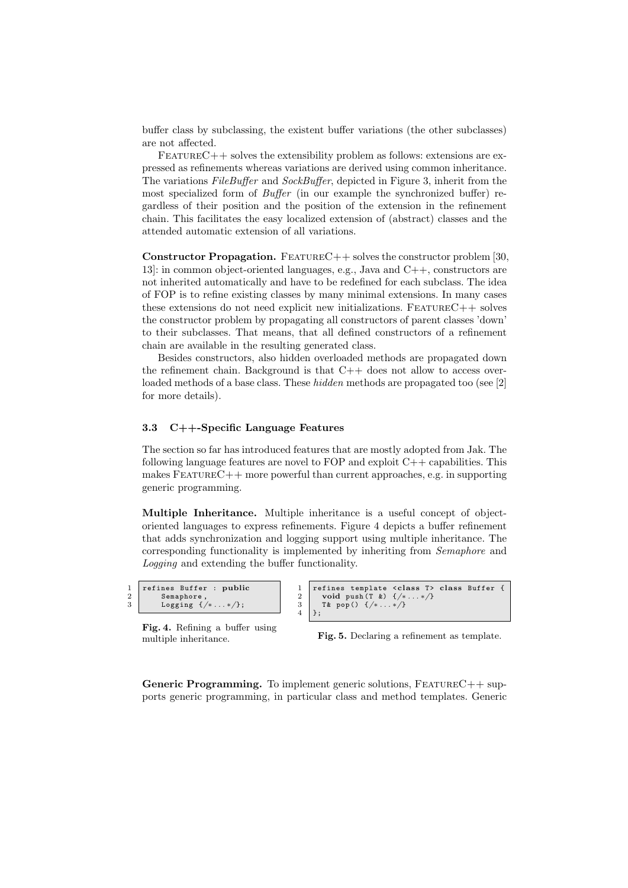buffer class by subclassing, the existent buffer variations (the other subclasses) are not affected.

FeatureC++ solves the extensibility problem as follows: extensions are expressed as refinements whereas variations are derived using common inheritance. The variations *FileBuffer* and *SockBuffer*, depicted in Figure 3, inherit from the most specialized form of *Buffer* (in our example the synchronized buffer) regardless of their position and the position of the extension in the refinement chain. This facilitates the easy localized extension of (abstract) classes and the attended automatic extension of all variations.

**Constructor Propagation.** FeatureC++ solves the constructor problem [30, 13]: in common object-oriented languages, e.g., Java and C++, constructors are not inherited automatically and have to be redefined for each subclass. The idea of FOP is to refine existing classes by many minimal extensions. In many cases these extensions do not need explicit new initializations. FeatureC++ solves the constructor problem by propagating all constructors of parent classes 'down' to their subclasses. That means, that all defined constructors of a refinement chain are available in the resulting generated class.

Besides constructors, also hidden overloaded methods are propagated down the refinement chain. Background is that C++ does not allow to access overloaded methods of a base class. These *hidden* methods are propagated too (see [2] for more details).

### 3.3 C++-Specific Language Features

The section so far has introduced features that are mostly adopted from Jak. The following language features are novel to FOP and exploit C++ capabilities. This makes FeatureC++ more powerful than current approaches, e.g. in supporting generic programming.

**Multiple Inheritance.** Multiple inheritance is a useful concept of object-oriented languages to express refinements. Figure 4 depicts a buffer refinement that adds synchronization and logging support using multiple inheritance. The corresponding functionality is implemented by inheriting from *Semaphore* and *Logging* and extending the buffer functionality.

```
1 refines Buffer : public
2     Semaphore,
3     Logging {/*...*/};
```

**Fig. 4.** Refining a buffer using multiple inheritance.

```
1 refines template <class T> class Buffer {
2   void push(T &) {/*...*/}
3   T& pop() {/*...*/}
4 };
```

**Fig. 5.** Declaring a refinement as template.

**Generic Programming.** To implement generic solutions, FeatureC++ supports generic programming, in particular class and method templates. Generic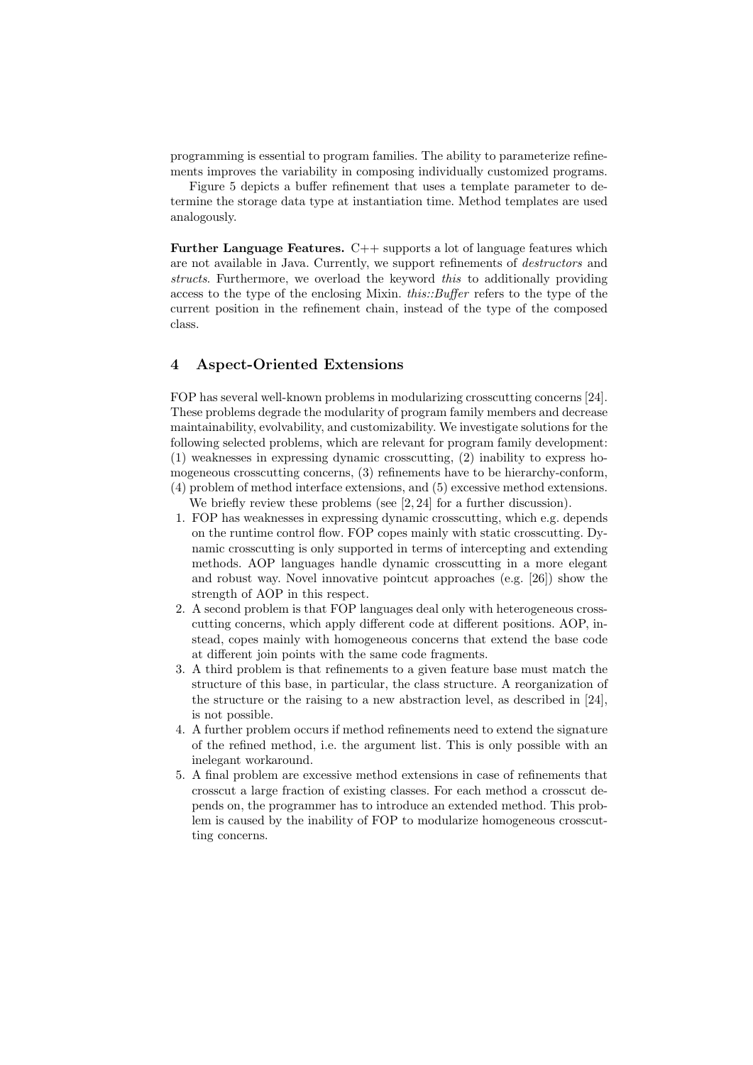programming is essential to program families. The ability to parameterize refinements improves the variability in composing individually customized programs.

Figure 5 depicts a buffer refinement that uses a template parameter to determine the storage data type at instantiation time. Method templates are used analogously.

**Further Language Features.** C++ supports a lot of language features which are not available in Java. Currently, we support refinements of *destructors* and *structs*. Furthermore, we overload the keyword *this* to additionally providing access to the type of the enclosing Mixin. *this::Buffer* refers to the type of the current position in the refinement chain, instead of the type of the composed class.

## 4 Aspect-Oriented Extensions

FOP has several well-known problems in modularizing crosscutting concerns [24]. These problems degrade the modularity of program family members and decrease maintainability, evolvability, and customizability. We investigate solutions for the following selected problems, which are relevant for program family development: (1) weaknesses in expressing dynamic crosscutting, (2) inability to express homogeneous crosscutting concerns, (3) refinements have to be hierarchy-conform, (4) problem of method interface extensions, and (5) excessive method extensions.

We briefly review these problems (see [2, 24] for a further discussion).

1. FOP has weaknesses in expressing dynamic crosscutting, which e.g. depends on the runtime control flow. FOP copes mainly with static crosscutting. Dynamic crosscutting is only supported in terms of intercepting and extending methods. AOP languages handle dynamic crosscutting in a more elegant and robust way. Novel innovative pointcut approaches (e.g. [26]) show the strength of AOP in this respect.
2. A second problem is that FOP languages deal only with heterogeneous crosscutting concerns, which apply different code at different positions. AOP, instead, copes mainly with homogeneous concerns that extend the base code at different join points with the same code fragments.
3. A third problem is that refinements to a given feature base must match the structure of this base, in particular, the class structure. A reorganization of the structure or the raising to a new abstraction level, as described in [24], is not possible.
4. A further problem occurs if method refinements need to extend the signature of the refined method, i.e. the argument list. This is only possible with an inelegant workaround.
5. A final problem are excessive method extensions in case of refinements that crosscut a large fraction of existing classes. For each method a crosscut depends on, the programmer has to introduce an extended method. This problem is caused by the inability of FOP to modularize homogeneous crosscutting concerns.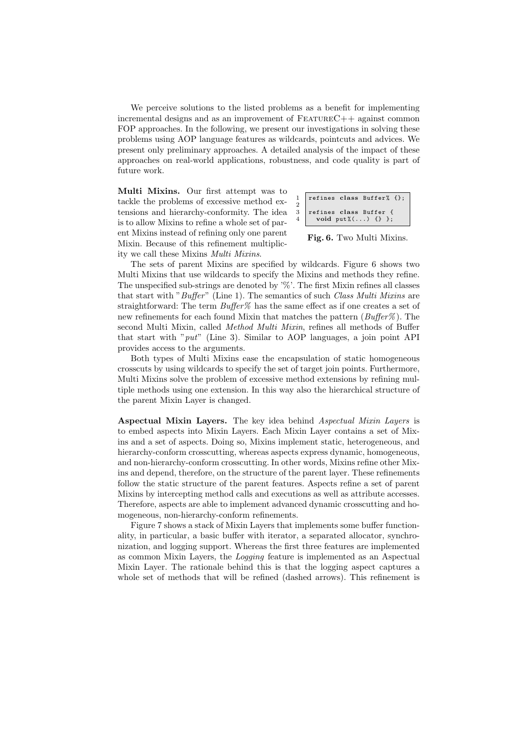We perceive solutions to the listed problems as a benefit for implementing incremental designs and as an improvement of FeatureC++ against common FOP approaches. In the following, we present our investigations in solving these problems using AOP language features as wildcards, pointcuts and advices. We present only preliminary approaches. A detailed analysis of the impact of these approaches on real-world applications, robustness, and code quality is part of future work.

**Multi Mixins.** Our first attempt was to tackle the problems of excessive method extensions and hierarchy-conformity. The idea is to allow Mixins to refine a whole set of parent Mixins instead of refining only one parent Mixin. Because of this refinement multiplicity we call these Mixins *Multi Mixins*.

```
1 refines class Buffer% {};
2
3 refines class Buffer {
4   void put%(...) {} };
```

**Fig. 6.** Two Multi Mixins.

The sets of parent Mixins are specified by wildcards. Figure 6 shows two Multi Mixins that use wildcards to specify the Mixins and methods they refine. The unspecified sub-strings are denoted by '%'. The first Mixin refines all classes that start with "*Buffer*" (Line 1). The semantics of such *Class Multi Mixins* are straightforward: The term *Buffer%* has the same effect as if one creates a set of new refinements for each found Mixin that matches the pattern (*Buffer%*). The second Multi Mixin, called *Method Multi Mixin*, refines all methods of Buffer that start with "*put*" (Line 3). Similar to AOP languages, a join point API provides access to the arguments.

Both types of Multi Mixins ease the encapsulation of static homogeneous crosscuts by using wildcards to specify the set of target join points. Furthermore, Multi Mixins solve the problem of excessive method extensions by refining multiple methods using one extension. In this way also the hierarchical structure of the parent Mixin Layer is changed.

**Aspectual Mixin Layers.** The key idea behind *Aspectual Mixin Layers* is to embed aspects into Mixin Layers. Each Mixin Layer contains a set of Mixins and a set of aspects. Doing so, Mixins implement static, heterogeneous, and hierarchy-conform crosscutting, whereas aspects express dynamic, homogeneous, and non-hierarchy-conform crosscutting. In other words, Mixins refine other Mixins and depend, therefore, on the structure of the parent layer. These refinements follow the static structure of the parent features. Aspects refine a set of parent Mixins by intercepting method calls and executions as well as attribute accesses. Therefore, aspects are able to implement advanced dynamic crosscutting and homogeneous, non-hierarchy-conform refinements.

Figure 7 shows a stack of Mixin Layers that implements some buffer functionality, in particular, a basic buffer with iterator, a separated allocator, synchronization, and logging support. Whereas the first three features are implemented as common Mixin Layers, the *Logging* feature is implemented as an Aspectual Mixin Layer. The rationale behind this is that the logging aspect captures a whole set of methods that will be refined (dashed arrows). This refinement is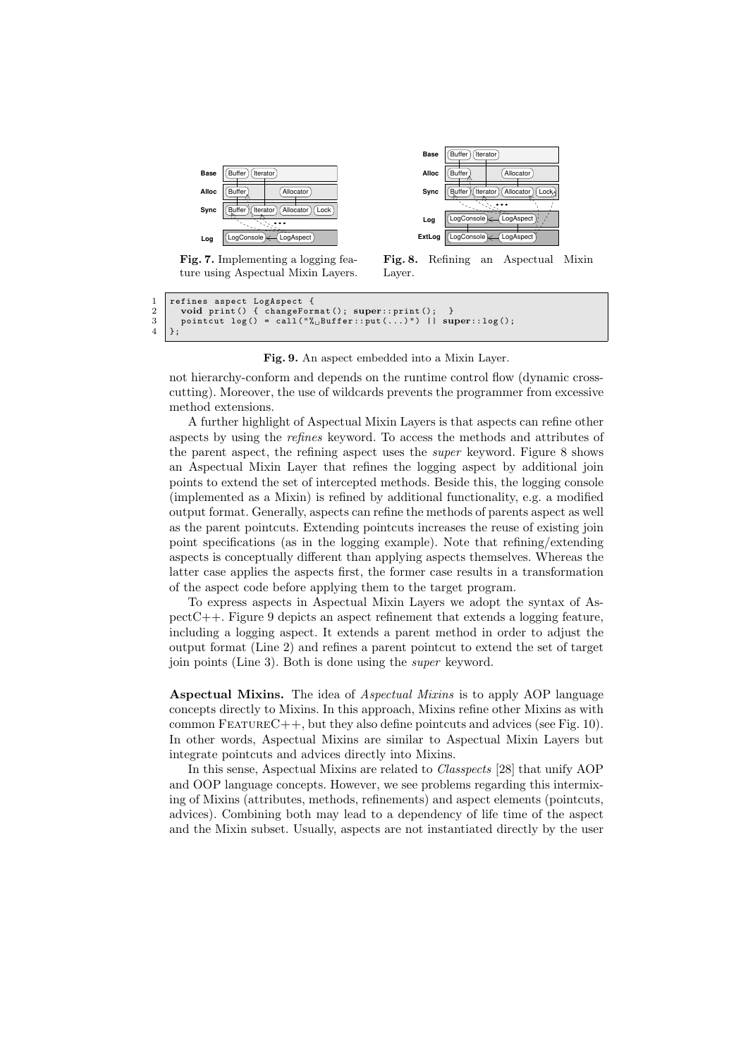Fig. 7. Implementing a logging feature using Aspectual Mixin Layers.

Fig. 8. Refining an Aspectual Mixin Layer.

```
1  refines aspect LogAspect {
2    void print() { changeFormat(); super::print();  }
3    pointcut log() = call("% Buffer::put(...)") || super::log();
4  };
```

**Fig. 9.** An aspect embedded into a Mixin Layer.

not hierarchy-conform and depends on the runtime control flow (dynamic crosscutting). Moreover, the use of wildcards prevents the programmer from excessive method extensions.

A further highlight of Aspectual Mixin Layers is that aspects can refine other aspects by using the *refines* keyword. To access the methods and attributes of the parent aspect, the refining aspect uses the *super* keyword. Figure 8 shows an Aspectual Mixin Layer that refines the logging aspect by additional join points to extend the set of intercepted methods. Beside this, the logging console (implemented as a Mixin) is refined by additional functionality, e.g. a modified output format. Generally, aspects can refine the methods of parents aspect as well as the parent pointcuts. Extending pointcuts increases the reuse of existing join point specifications (as in the logging example). Note that refining/extending aspects is conceptually different than applying aspects themselves. Whereas the latter case applies the aspects first, the former case results in a transformation of the aspect code before applying them to the target program.

To express aspects in Aspectual Mixin Layers we adopt the syntax of AspectC++. Figure 9 depicts an aspect refinement that extends a logging feature, including a logging aspect. It extends a parent method in order to adjust the output format (Line 2) and refines a parent pointcut to extend the set of target join points (Line 3). Both is done using the *super* keyword.

**Aspectual Mixins.** The idea of *Aspectual Mixins* is to apply AOP language concepts directly to Mixins. In this approach, Mixins refine other Mixins as with common FeatureC++, but they also define pointcuts and advices (see Fig. 10). In other words, Aspectual Mixins are similar to Aspectual Mixin Layers but integrate pointcuts and advices directly into Mixins.

In this sense, Aspectual Mixins are related to *Classpects* [28] that unify AOP and OOP language concepts. However, we see problems regarding this intermixing of Mixins (attributes, methods, refinements) and aspect elements (pointcuts, advices). Combining both may lead to a dependency of life time of the aspect and the Mixin subset. Usually, aspects are not instantiated directly by the user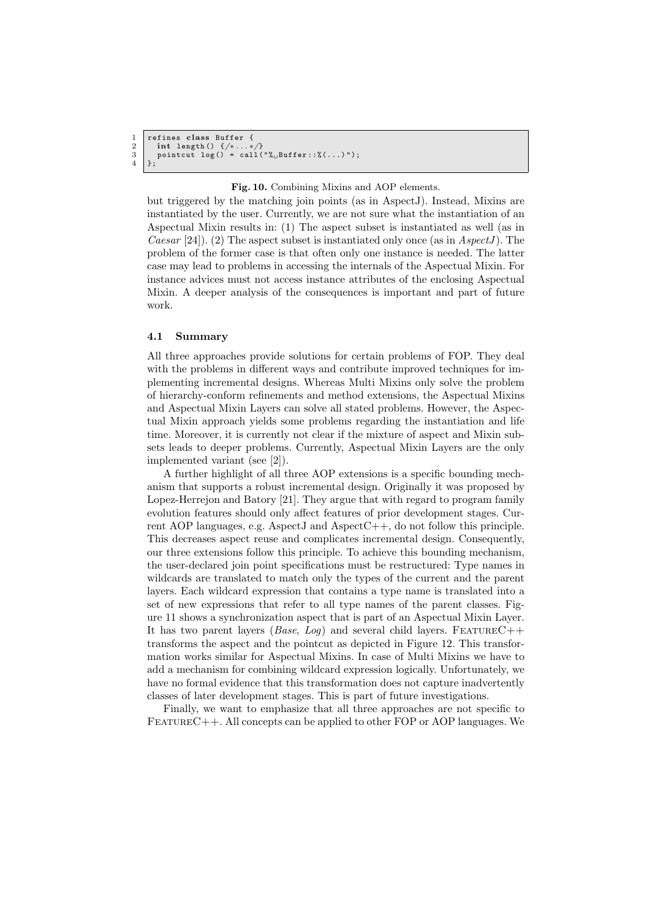```
refines class Buffer {
  int length() {/*...*/}
  pointcut log() = call("% Buffer::%(...)");
};
```

**Fig. 10.** Combining Mixins and AOP elements.

but triggered by the matching join points (as in AspectJ). Instead, Mixins are instantiated by the user. Currently, we are not sure what the instantiation of an Aspectual Mixin results in: (1) The aspect subset is instantiated as well (as in *Caesar* [24]). (2) The aspect subset is instantiated only once (as in *AspectJ*). The problem of the former case is that often only one instance is needed. The latter case may lead to problems in accessing the internals of the Aspectual Mixin. For instance advices must not access instance attributes of the enclosing Aspectual Mixin. A deeper analysis of the consequences is important and part of future work.

### 4.1 Summary

All three approaches provide solutions for certain problems of FOP. They deal with the problems in different ways and contribute improved techniques for implementing incremental designs. Whereas Multi Mixins only solve the problem of hierarchy-conform refinements and method extensions, the Aspectual Mixins and Aspectual Mixin Layers can solve all stated problems. However, the Aspectual Mixin approach yields some problems regarding the instantiation and life time. Moreover, it is currently not clear if the mixture of aspect and Mixin subsets leads to deeper problems. Currently, Aspectual Mixin Layers are the only implemented variant (see [2]).

A further highlight of all three AOP extensions is a specific bounding mechanism that supports a robust incremental design. Originally it was proposed by Lopez-Herrejon and Batory [21]. They argue that with regard to program family evolution features should only affect features of prior development stages. Current AOP languages, e.g. AspectJ and AspectC++, do not follow this principle. This decreases aspect reuse and complicates incremental design. Consequently, our three extensions follow this principle. To achieve this bounding mechanism, the user-declared join point specifications must be restructured: Type names in wildcards are translated to match only the types of the current and the parent layers. Each wildcard expression that contains a type name is translated into a set of new expressions that refer to all type names of the parent classes. Figure 11 shows a synchronization aspect that is part of an Aspectual Mixin Layer. It has two parent layers (*Base*, *Log*) and several child layers. FeatureC++ transforms the aspect and the pointcut as depicted in Figure 12. This transformation works similar for Aspectual Mixins. In case of Multi Mixins we have to add a mechanism for combining wildcard expression logically. Unfortunately, we have no formal evidence that this transformation does not capture inadvertently classes of later development stages. This is part of future investigations.

Finally, we want to emphasize that all three approaches are not specific to FeatureC++. All concepts can be applied to other FOP or AOP languages. We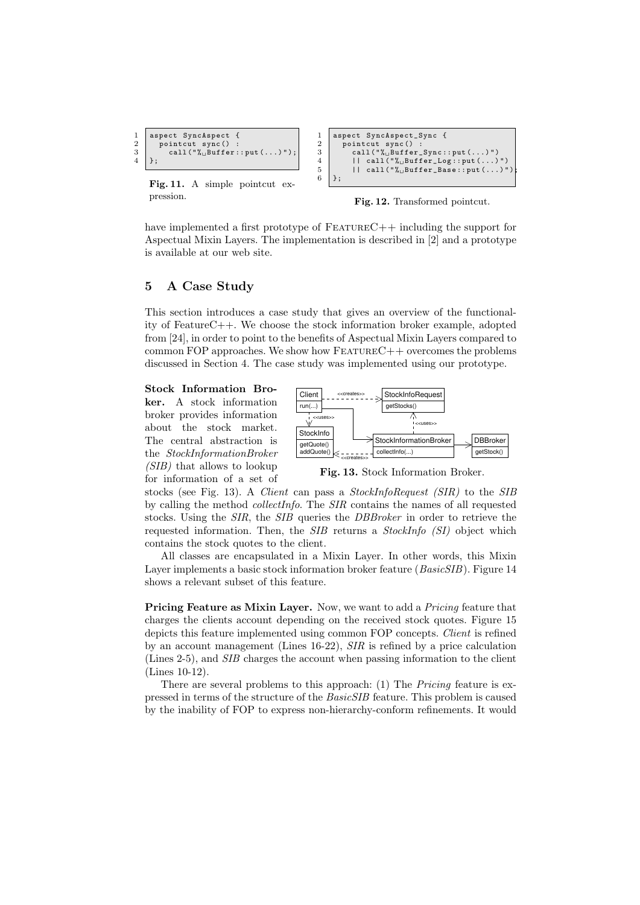```
1  aspect SyncAspect {
2    pointcut sync() :
3      call("%␣Buffer::put(...)");
4  };
```

**Fig. 11.** A simple pointcut expression.

```
1  aspect SyncAspect_Sync {
2    pointcut sync() :
3      call("%␣Buffer_Sync::put(...)")
4      || call("%␣Buffer_Log::put(...)")
5      || call("%␣Buffer_Base::put(...)");
6  };
```

**Fig. 12.** Transformed pointcut.

have implemented a first prototype of FeatureC++ including the support for Aspectual Mixin Layers. The implementation is described in [2] and a prototype is available at our web site.

## 5 A Case Study

This section introduces a case study that gives an overview of the functionality of FeatureC++. We choose the stock information broker example, adopted from [24], in order to point to the benefits of Aspectual Mixin Layers compared to common FOP approaches. We show how FeatureC++ overcomes the problems discussed in Section 4. The case study was implemented using our prototype.

**Stock Information Broker.** A stock information broker provides information about the stock market. The central abstraction is the *StockInformationBroker (SIB)* that allows to lookup for information of a set of stocks (see Fig. 13). A *Client* can pass a *StockInfoRequest (SIR)* to the *SIB* by calling the method *collectInfo*. The *SIR* contains the names of all requested stocks. Using the *SIR*, the *SIB* queries the *DBBroker* in order to retrieve the requested information. Then, the *SIB* returns a *StockInfo (SI)* object which contains the stock quotes to the client.

**Fig. 13.** Stock Information Broker.

All classes are encapsulated in a Mixin Layer. In other words, this Mixin Layer implements a basic stock information broker feature (*BasicSIB*). Figure 14 shows a relevant subset of this feature.

**Pricing Feature as Mixin Layer.** Now, we want to add a *Pricing* feature that charges the clients account depending on the received stock quotes. Figure 15 depicts this feature implemented using common FOP concepts. *Client* is refined by an account management (Lines 16-22), *SIR* is refined by a price calculation (Lines 2-5), and *SIB* charges the account when passing information to the client (Lines 10-12).

There are several problems to this approach: (1) The *Pricing* feature is expressed in terms of the structure of the *BasicSIB* feature. This problem is caused by the inability of FOP to express non-hierarchy-conform refinements. It would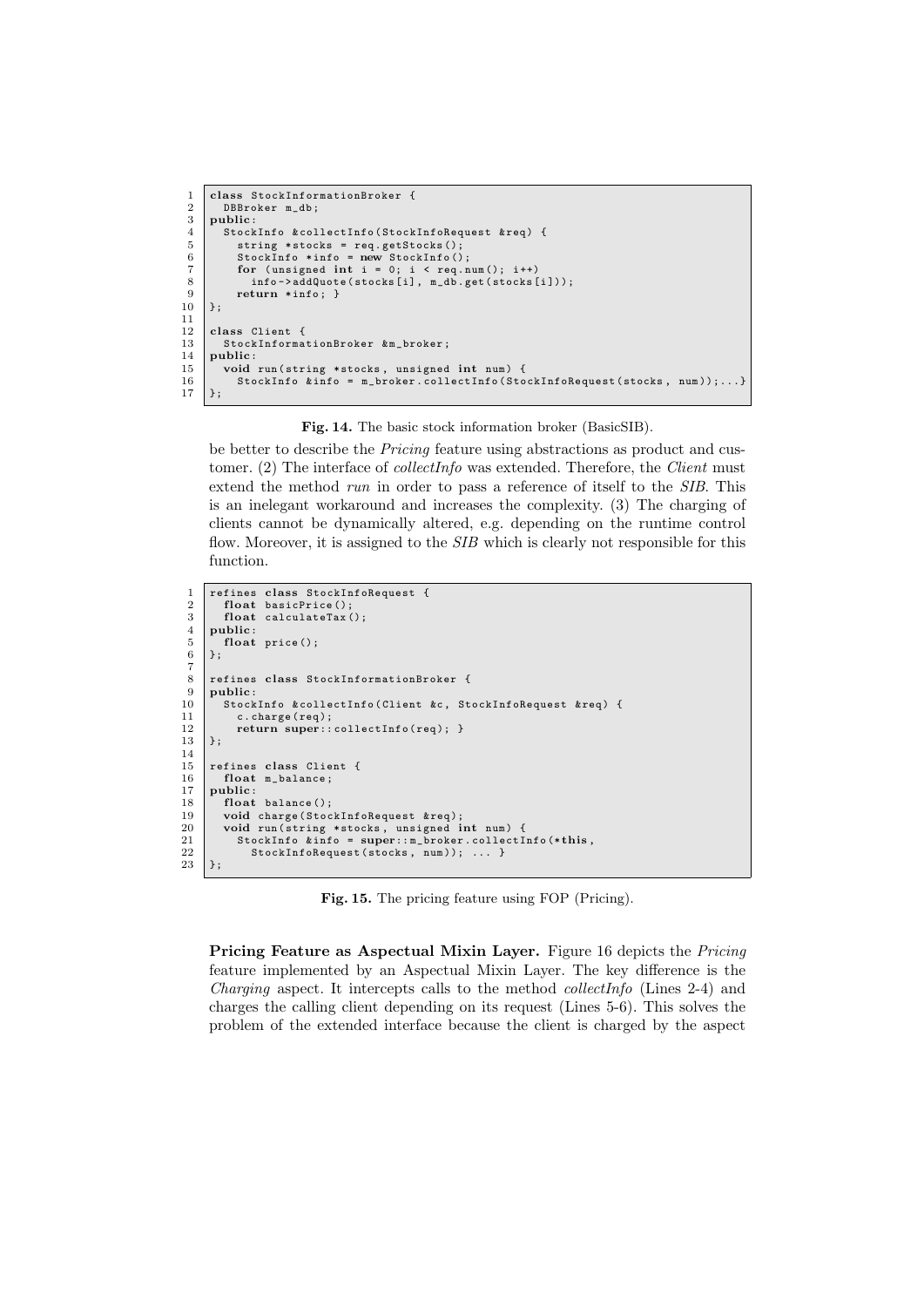```
class StockInformationBroker {
  DBBroker m_db;
public:
  StockInfo &collectInfo(StockInfoRequest &req) {
    string *stocks = req.getStocks();
    StockInfo *info = new StockInfo();
    for (unsigned int i = 0; i < req.num(); i++)
      info->addQuote(stocks[i], m_db.get(stocks[i]));
    return *info; }
};

class Client {
  StockInformationBroker &m_broker;
public:
  void run(string *stocks, unsigned int num) {
    StockInfo &info = m_broker.collectInfo(StockInfoRequest(stocks, num));...}
};
```

**Fig. 14.** The basic stock information broker (BasicSIB).

be better to describe the *Pricing* feature using abstractions as product and customer. (2) The interface of *collectInfo* was extended. Therefore, the *Client* must extend the method *run* in order to pass a reference of itself to the *SIB*. This is an inelegant workaround and increases the complexity. (3) The charging of clients cannot be dynamically altered, e.g. depending on the runtime control flow. Moreover, it is assigned to the *SIB* which is clearly not responsible for this function.

```
refines class StockInfoRequest {
  float basicPrice();
  float calculateTax();
public:
  float price();
};

refines class StockInformationBroker {
public:
  StockInfo &collectInfo(Client &c, StockInfoRequest &req) {
    c.charge(req);
    return super::collectInfo(req); }
};

refines class Client {
  float m_balance;
public:
  float balance();
  void charge(StockInfoRequest &req);
  void run(string *stocks, unsigned int num) {
    StockInfo &info = super::m_broker.collectInfo(*this,
      StockInfoRequest(stocks, num)); ... }
};
```

**Fig. 15.** The pricing feature using FOP (Pricing).

**Pricing Feature as Aspectual Mixin Layer.** Figure 16 depicts the *Pricing* feature implemented by an Aspectual Mixin Layer. The key difference is the *Charging* aspect. It intercepts calls to the method *collectInfo* (Lines 2-4) and charges the calling client depending on its request (Lines 5-6). This solves the problem of the extended interface because the client is charged by the aspect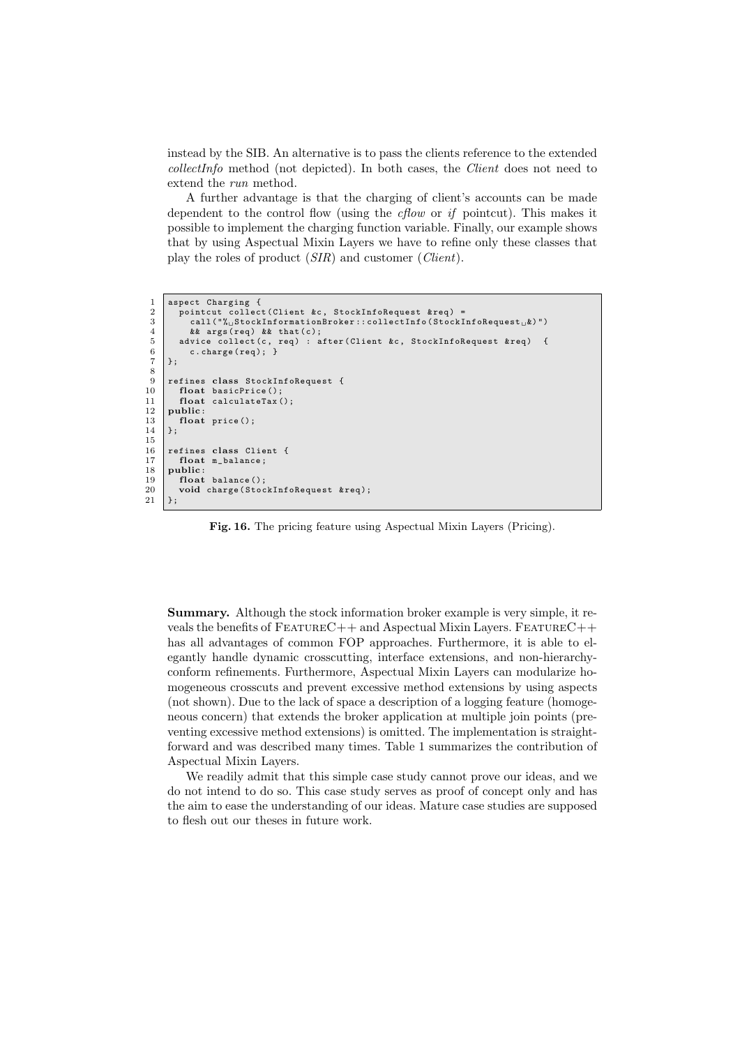instead by the SIB. An alternative is to pass the clients reference to the extended *collectInfo* method (not depicted). In both cases, the *Client* does not need to extend the *run* method.

A further advantage is that the charging of client's accounts can be made dependent to the control flow (using the *cflow* or *if* pointcut). This makes it possible to implement the charging function variable. Finally, our example shows that by using Aspectual Mixin Layers we have to refine only these classes that play the roles of product (*SIR*) and customer (*Client*).

```
1  aspect Charging {
2    pointcut collect(Client &c, StockInfoRequest &req) =
3      call("% StockInformationBroker::collectInfo(StockInfoRequest &)")
4      && args(req) && that(c);
5    advice collect(c, req) : after(Client &c, StockInfoRequest &req)  {
6      c.charge(req); }
7  };
8
9  refines class StockInfoRequest {
10   float basicPrice();
11   float calculateTax();
12 public:
13   float price();
14 };
15
16 refines class Client {
17   float m_balance;
18 public:
19   float balance();
20   void charge(StockInfoRequest &req);
21 };
```

**Fig. 16.** The pricing feature using Aspectual Mixin Layers (Pricing).

**Summary.** Although the stock information broker example is very simple, it reveals the benefits of FeatureC++ and Aspectual Mixin Layers. FeatureC++ has all advantages of common FOP approaches. Furthermore, it is able to elegantly handle dynamic crosscutting, interface extensions, and non-hierarchy-conform refinements. Furthermore, Aspectual Mixin Layers can modularize homogeneous crosscuts and prevent excessive method extensions by using aspects (not shown). Due to the lack of space a description of a logging feature (homogeneous concern) that extends the broker application at multiple join points (preventing excessive method extensions) is omitted. The implementation is straightforward and was described many times. Table 1 summarizes the contribution of Aspectual Mixin Layers.

We readily admit that this simple case study cannot prove our ideas, and we do not intend to do so. This case study serves as proof of concept only and has the aim to ease the understanding of our ideas. Mature case studies are supposed to flesh out our theses in future work.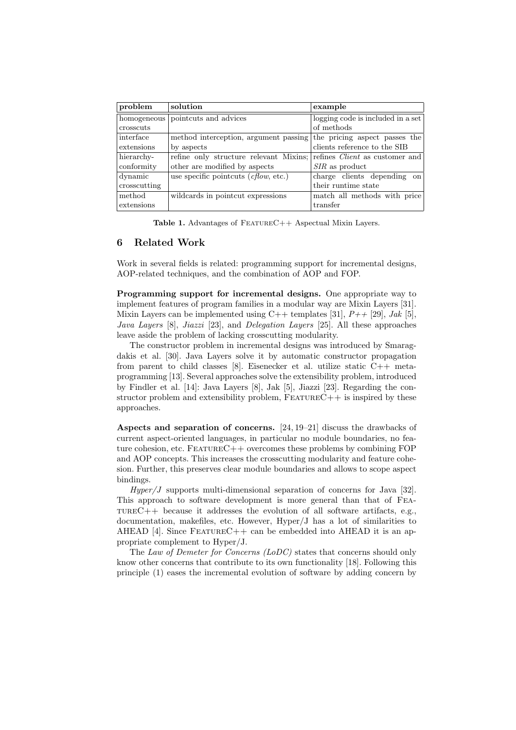| problem | solution | example |
| --- | --- | --- |
| homogeneous crosscuts | pointcuts and advices | logging code is included in a set of methods |
| interface extensions | method interception, argument passing by aspects | the pricing aspect passes the clients reference to the SIB |
| hierarchy-conformity | refine only structure relevant Mixins; other are modified by aspects | refines *Client* as customer and *SIR* as product |
| dynamic crosscutting | use specific pointcuts (*cflow*, etc.) | charge clients depending on their runtime state |
| method extensions | wildcards in pointcut expressions | match all methods with price transfer |

**Table 1.** Advantages of FeatureC++ Aspectual Mixin Layers.

## 6 Related Work

Work in several fields is related: programming support for incremental designs, AOP-related techniques, and the combination of AOP and FOP.

**Programming support for incremental designs.** One appropriate way to implement features of program families in a modular way are Mixin Layers [31]. Mixin Layers can be implemented using C++ templates [31], *P++* [29], *Jak* [5], *Java Layers* [8], *Jiazzi* [23], and *Delegation Layers* [25]. All these approaches leave aside the problem of lacking crosscutting modularity.

The constructor problem in incremental designs was introduced by Smaragdakis et al. [30]. Java Layers solve it by automatic constructor propagation from parent to child classes [8]. Eisenecker et al. utilize static C++ metaprogramming [13]. Several approaches solve the extensibility problem, introduced by Findler et al. [14]: Java Layers [8], Jak [5], Jiazzi [23]. Regarding the constructor problem and extensibility problem, FeatureC++ is inspired by these approaches.

**Aspects and separation of concerns.** [24, 19–21] discuss the drawbacks of current aspect-oriented languages, in particular no module boundaries, no feature cohesion, etc. FeatureC++ overcomes these problems by combining FOP and AOP concepts. This increases the crosscutting modularity and feature cohesion. Further, this preserves clear module boundaries and allows to scope aspect bindings.

*Hyper/J* supports multi-dimensional separation of concerns for Java [32]. This approach to software development is more general than that of FeatureC++ because it addresses the evolution of all software artifacts, e.g., documentation, makefiles, etc. However, Hyper/J has a lot of similarities to AHEAD [4]. Since FeatureC++ can be embedded into AHEAD it is an appropriate complement to Hyper/J.

The *Law of Demeter for Concerns (LoDC)* states that concerns should only know other concerns that contribute to its own functionality [18]. Following this principle (1) eases the incremental evolution of software by adding concern by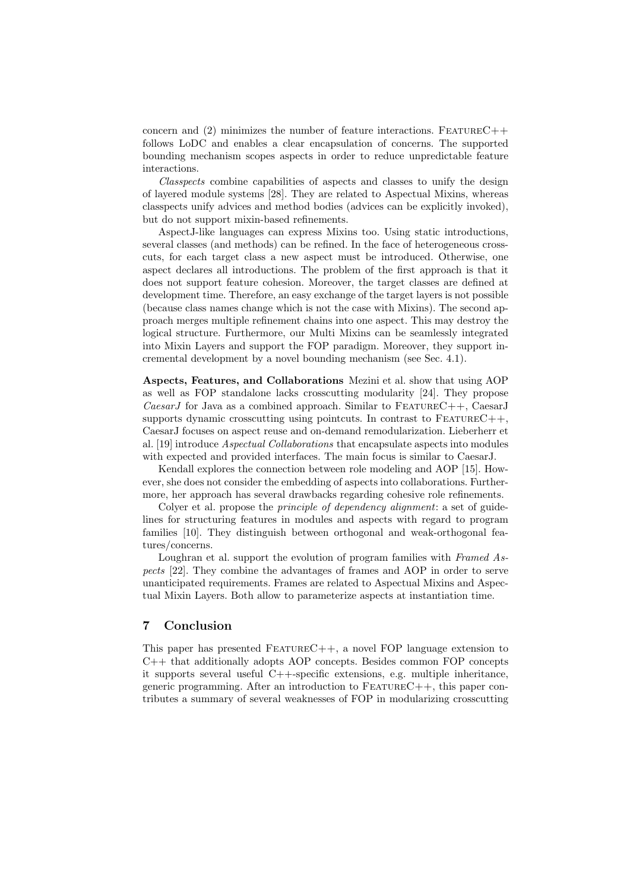concern and (2) minimizes the number of feature interactions. FeatureC++ follows LoDC and enables a clear encapsulation of concerns. The supported bounding mechanism scopes aspects in order to reduce unpredictable feature interactions.

*Classpects* combine capabilities of aspects and classes to unify the design of layered module systems [28]. They are related to Aspectual Mixins, whereas classpects unify advices and method bodies (advices can be explicitly invoked), but do not support mixin-based refinements.

AspectJ-like languages can express Mixins too. Using static introductions, several classes (and methods) can be refined. In the face of heterogeneous crosscuts, for each target class a new aspect must be introduced. Otherwise, one aspect declares all introductions. The problem of the first approach is that it does not support feature cohesion. Moreover, the target classes are defined at development time. Therefore, an easy exchange of the target layers is not possible (because class names change which is not the case with Mixins). The second approach merges multiple refinement chains into one aspect. This may destroy the logical structure. Furthermore, our Multi Mixins can be seamlessly integrated into Mixin Layers and support the FOP paradigm. Moreover, they support incremental development by a novel bounding mechanism (see Sec. 4.1).

**Aspects, Features, and Collaborations** Mezini et al. show that using AOP as well as FOP standalone lacks crosscutting modularity [24]. They propose *CaesarJ* for Java as a combined approach. Similar to FeatureC++, CaesarJ supports dynamic crosscutting using pointcuts. In contrast to FeatureC++, CaesarJ focuses on aspect reuse and on-demand remodularization. Lieberherr et al. [19] introduce *Aspectual Collaborations* that encapsulate aspects into modules with expected and provided interfaces. The main focus is similar to CaesarJ.

Kendall explores the connection between role modeling and AOP [15]. However, she does not consider the embedding of aspects into collaborations. Furthermore, her approach has several drawbacks regarding cohesive role refinements.

Colyer et al. propose the *principle of dependency alignment*: a set of guidelines for structuring features in modules and aspects with regard to program families [10]. They distinguish between orthogonal and weak-orthogonal features/concerns.

Loughran et al. support the evolution of program families with *Framed Aspects* [22]. They combine the advantages of frames and AOP in order to serve unanticipated requirements. Frames are related to Aspectual Mixins and Aspectual Mixin Layers. Both allow to parameterize aspects at instantiation time.

## 7 Conclusion

This paper has presented FeatureC++, a novel FOP language extension to C++ that additionally adopts AOP concepts. Besides common FOP concepts it supports several useful C++-specific extensions, e.g. multiple inheritance, generic programming. After an introduction to FeatureC++, this paper contributes a summary of several weaknesses of FOP in modularizing crosscutting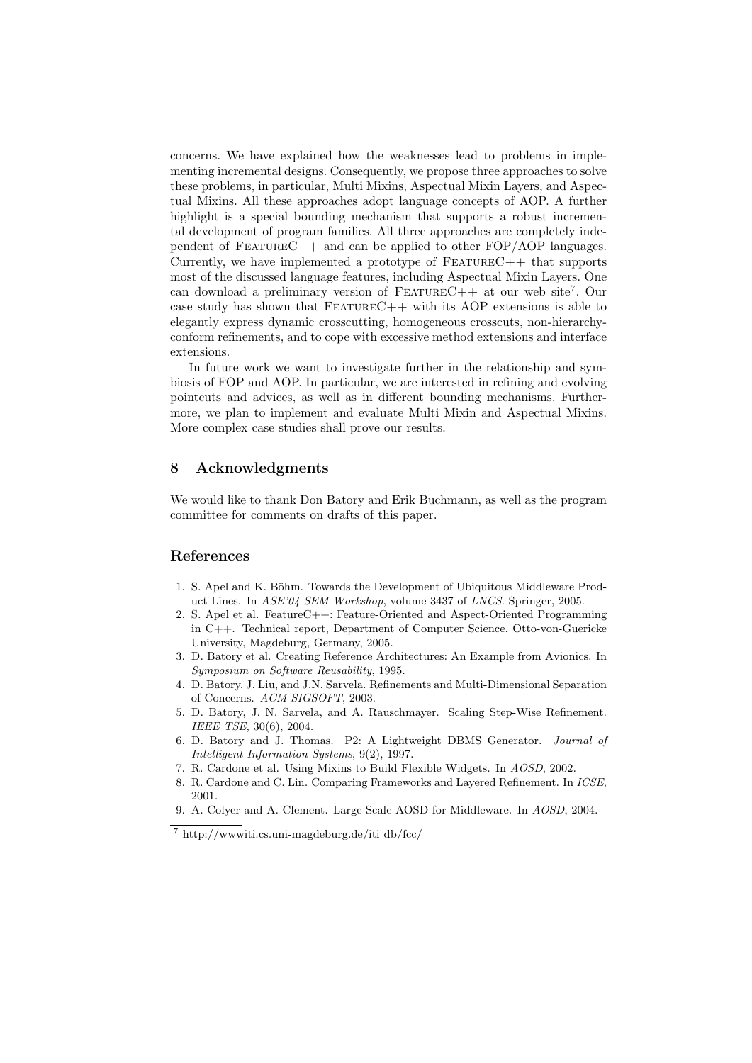concerns. We have explained how the weaknesses lead to problems in implementing incremental designs. Consequently, we propose three approaches to solve these problems, in particular, Multi Mixins, Aspectual Mixin Layers, and Aspectual Mixins. All these approaches adopt language concepts of AOP. A further highlight is a special bounding mechanism that supports a robust incremental development of program families. All three approaches are completely independent of FeatureC++ and can be applied to other FOP/AOP languages. Currently, we have implemented a prototype of FeatureC++ that supports most of the discussed language features, including Aspectual Mixin Layers. One can download a preliminary version of FeatureC++ at our web site[7]. Our case study has shown that FeatureC++ with its AOP extensions is able to elegantly express dynamic crosscutting, homogeneous crosscuts, non-hierarchy-conform refinements, and to cope with excessive method extensions and interface extensions.

In future work we want to investigate further in the relationship and symbiosis of FOP and AOP. In particular, we are interested in refining and evolving pointcuts and advices, as well as in different bounding mechanisms. Furthermore, we plan to implement and evaluate Multi Mixin and Aspectual Mixins. More complex case studies shall prove our results.

## 8 Acknowledgments

We would like to thank Don Batory and Erik Buchmann, as well as the program committee for comments on drafts of this paper.

## References

1. S. Apel and K. Böhm. Towards the Development of Ubiquitous Middleware Product Lines. In *ASE'04 SEM Workshop*, volume 3437 of *LNCS*. Springer, 2005.
2. S. Apel et al. FeatureC++: Feature-Oriented and Aspect-Oriented Programming in C++. Technical report, Department of Computer Science, Otto-von-Guericke University, Magdeburg, Germany, 2005.
3. D. Batory et al. Creating Reference Architectures: An Example from Avionics. In *Symposium on Software Reusability*, 1995.
4. D. Batory, J. Liu, and J.N. Sarvela. Refinements and Multi-Dimensional Separation of Concerns. *ACM SIGSOFT*, 2003.
5. D. Batory, J. N. Sarvela, and A. Rauschmayer. Scaling Step-Wise Refinement. *IEEE TSE*, 30(6), 2004.
6. D. Batory and J. Thomas. P2: A Lightweight DBMS Generator. *Journal of Intelligent Information Systems*, 9(2), 1997.
7. R. Cardone et al. Using Mixins to Build Flexible Widgets. In *AOSD*, 2002.
8. R. Cardone and C. Lin. Comparing Frameworks and Layered Refinement. In *ICSE*, 2001.
9. A. Colyer and A. Clement. Large-Scale AOSD for Middleware. In *AOSD*, 2004.

[7] http://wwwiti.cs.uni-magdeburg.de/iti_db/fcc/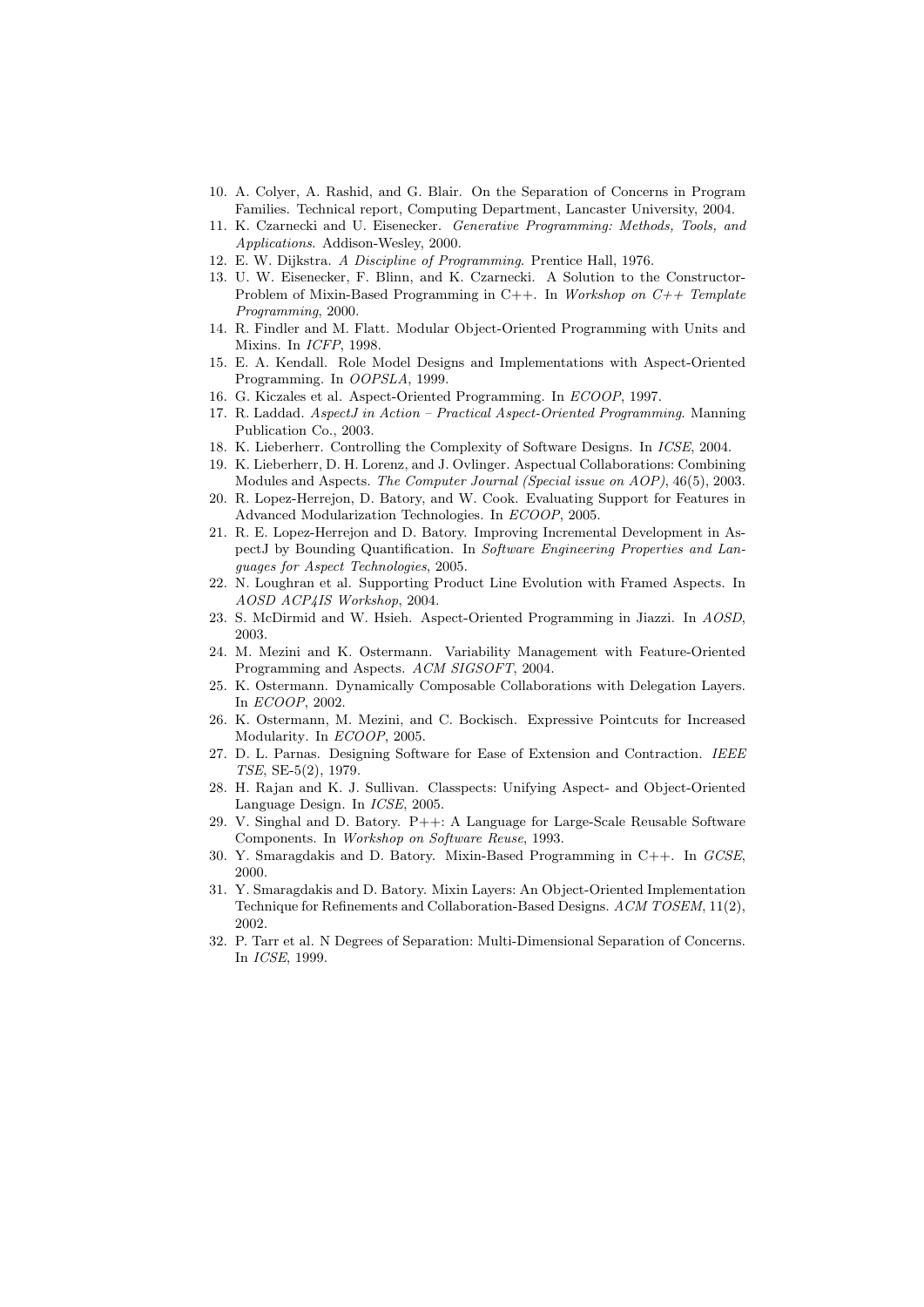10. A. Colyer, A. Rashid, and G. Blair. On the Separation of Concerns in Program Families. Technical report, Computing Department, Lancaster University, 2004.
11. K. Czarnecki and U. Eisenecker. *Generative Programming: Methods, Tools, and Applications*. Addison-Wesley, 2000.
12. E. W. Dijkstra. *A Discipline of Programming*. Prentice Hall, 1976.
13. U. W. Eisenecker, F. Blinn, and K. Czarnecki. A Solution to the Constructor-Problem of Mixin-Based Programming in C++. In *Workshop on C++ Template Programming*, 2000.
14. R. Findler and M. Flatt. Modular Object-Oriented Programming with Units and Mixins. In *ICFP*, 1998.
15. E. A. Kendall. Role Model Designs and Implementations with Aspect-Oriented Programming. In *OOPSLA*, 1999.
16. G. Kiczales et al. Aspect-Oriented Programming. In *ECOOP*, 1997.
17. R. Laddad. *AspectJ in Action – Practical Aspect-Oriented Programming*. Manning Publication Co., 2003.
18. K. Lieberherr. Controlling the Complexity of Software Designs. In *ICSE*, 2004.
19. K. Lieberherr, D. H. Lorenz, and J. Ovlinger. Aspectual Collaborations: Combining Modules and Aspects. *The Computer Journal (Special issue on AOP)*, 46(5), 2003.
20. R. Lopez-Herrejon, D. Batory, and W. Cook. Evaluating Support for Features in Advanced Modularization Technologies. In *ECOOP*, 2005.
21. R. E. Lopez-Herrejon and D. Batory. Improving Incremental Development in AspectJ by Bounding Quantification. In *Software Engineering Properties and Languages for Aspect Technologies*, 2005.
22. N. Loughran et al. Supporting Product Line Evolution with Framed Aspects. In *AOSD ACP4IS Workshop*, 2004.
23. S. McDirmid and W. Hsieh. Aspect-Oriented Programming in Jiazzi. In *AOSD*, 2003.
24. M. Mezini and K. Ostermann. Variability Management with Feature-Oriented Programming and Aspects. *ACM SIGSOFT*, 2004.
25. K. Ostermann. Dynamically Composable Collaborations with Delegation Layers. In *ECOOP*, 2002.
26. K. Ostermann, M. Mezini, and C. Bockisch. Expressive Pointcuts for Increased Modularity. In *ECOOP*, 2005.
27. D. L. Parnas. Designing Software for Ease of Extension and Contraction. *IEEE TSE*, SE-5(2), 1979.
28. H. Rajan and K. J. Sullivan. Classpects: Unifying Aspect- and Object-Oriented Language Design. In *ICSE*, 2005.
29. V. Singhal and D. Batory. P++: A Language for Large-Scale Reusable Software Components. In *Workshop on Software Reuse*, 1993.
30. Y. Smaragdakis and D. Batory. Mixin-Based Programming in C++. In *GCSE*, 2000.
31. Y. Smaragdakis and D. Batory. Mixin Layers: An Object-Oriented Implementation Technique for Refinements and Collaboration-Based Designs. *ACM TOSEM*, 11(2), 2002.
32. P. Tarr et al. N Degrees of Separation: Multi-Dimensional Separation of Concerns. In *ICSE*, 1999.